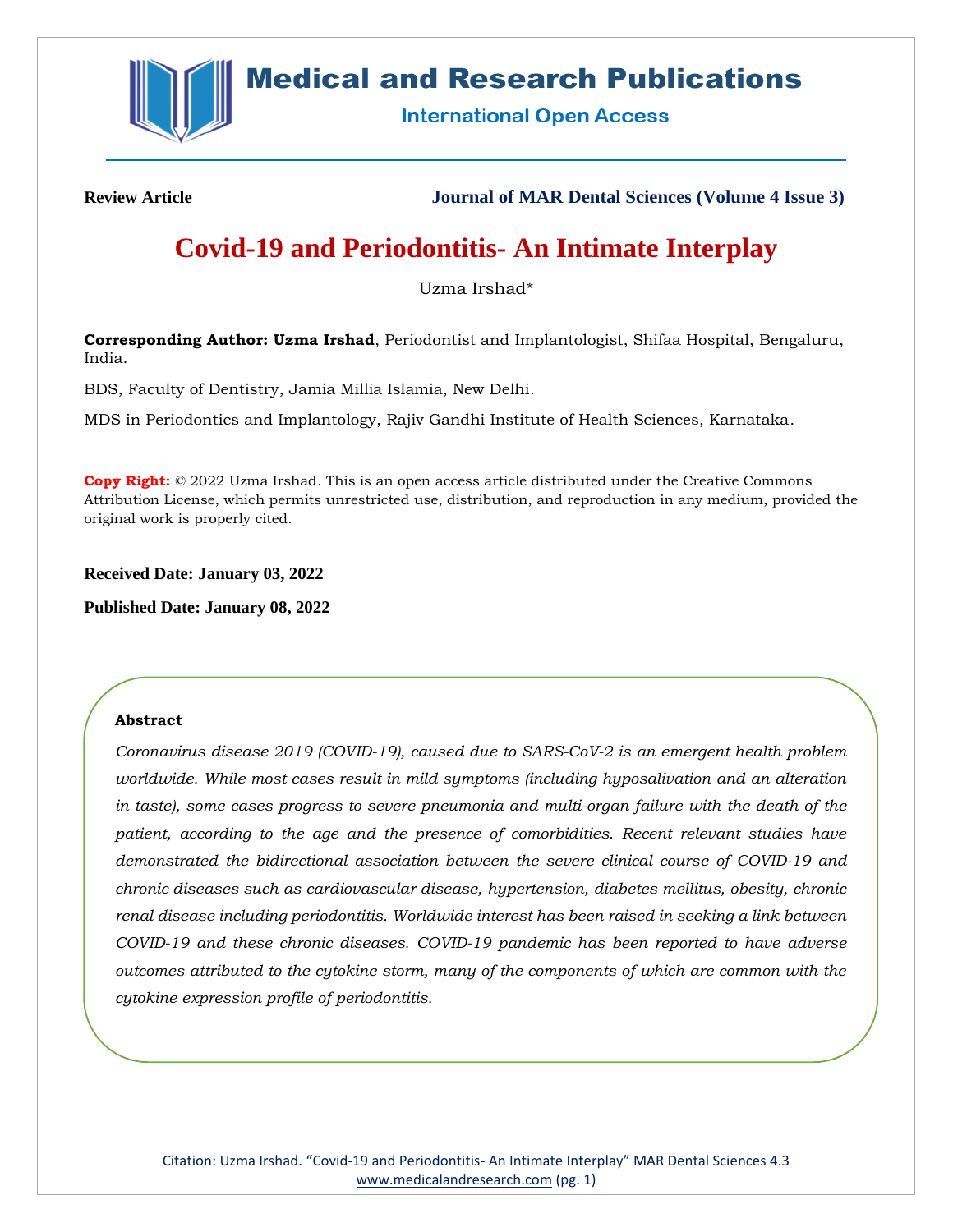**Review Article** **Journal of MAR Dental Sciences (Volume 4 Issue 3)**

# Covid-19 and Periodontitis- An Intimate Interplay

Uzma Irshad*

**Corresponding Author: Uzma Irshad**, Periodontist and Implantologist, Shifaa Hospital, Bengaluru, India.

BDS, Faculty of Dentistry, Jamia Millia Islamia, New Delhi.

MDS in Periodontics and Implantology, Rajiv Gandhi Institute of Health Sciences, Karnataka.

**Copy Right:** © 2022 Uzma Irshad. This is an open access article distributed under the Creative Commons Attribution License, which permits unrestricted use, distribution, and reproduction in any medium, provided the original work is properly cited.

**Received Date: January 03, 2022**

**Published Date: January 08, 2022**

## Abstract

*Coronavirus disease 2019 (COVID-19), caused due to SARS-CoV-2 is an emergent health problem worldwide. While most cases result in mild symptoms (including hyposalivation and an alteration in taste), some cases progress to severe pneumonia and multi-organ failure with the death of the patient, according to the age and the presence of comorbidities. Recent relevant studies have demonstrated the bidirectional association between the severe clinical course of COVID-19 and chronic diseases such as cardiovascular disease, hypertension, diabetes mellitus, obesity, chronic renal disease including periodontitis. Worldwide interest has been raised in seeking a link between COVID-19 and these chronic diseases. COVID-19 pandemic has been reported to have adverse outcomes attributed to the cytokine storm, many of the components of which are common with the cytokine expression profile of periodontitis.*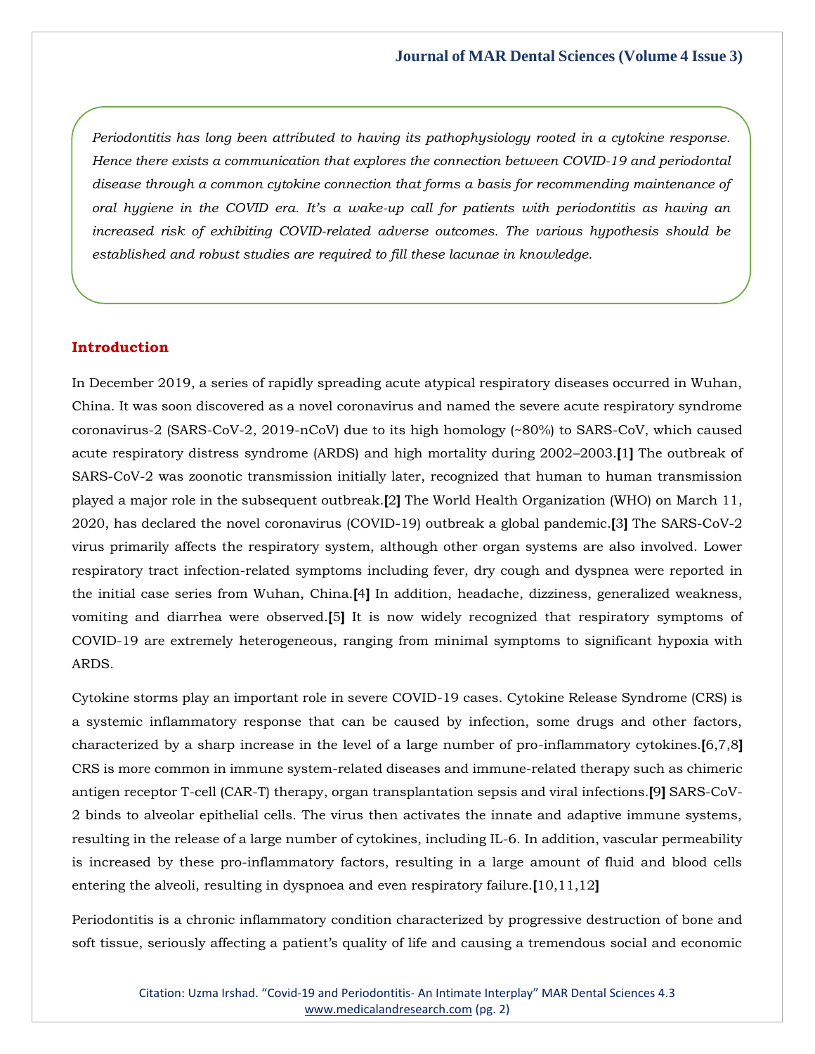*Periodontitis has long been attributed to having its pathophysiology rooted in a cytokine response. Hence there exists a communication that explores the connection between COVID-19 and periodontal disease through a common cytokine connection that forms a basis for recommending maintenance of oral hygiene in the COVID era. It's a wake-up call for patients with periodontitis as having an increased risk of exhibiting COVID-related adverse outcomes. The various hypothesis should be established and robust studies are required to fill these lacunae in knowledge.*

## Introduction

In December 2019, a series of rapidly spreading acute atypical respiratory diseases occurred in Wuhan, China. It was soon discovered as a novel coronavirus and named the severe acute respiratory syndrome coronavirus-2 (SARS-CoV-2, 2019-nCoV) due to its high homology (~80%) to SARS-CoV, which caused acute respiratory distress syndrome (ARDS) and high mortality during 2002–2003.[1] The outbreak of SARS-CoV-2 was zoonotic transmission initially later, recognized that human to human transmission played a major role in the subsequent outbreak.[2] The World Health Organization (WHO) on March 11, 2020, has declared the novel coronavirus (COVID-19) outbreak a global pandemic.[3] The SARS-CoV-2 virus primarily affects the respiratory system, although other organ systems are also involved. Lower respiratory tract infection-related symptoms including fever, dry cough and dyspnea were reported in the initial case series from Wuhan, China.[4] In addition, headache, dizziness, generalized weakness, vomiting and diarrhea were observed.[5] It is now widely recognized that respiratory symptoms of COVID-19 are extremely heterogeneous, ranging from minimal symptoms to significant hypoxia with ARDS.

Cytokine storms play an important role in severe COVID-19 cases. Cytokine Release Syndrome (CRS) is a systemic inflammatory response that can be caused by infection, some drugs and other factors, characterized by a sharp increase in the level of a large number of pro-inflammatory cytokines.[6,7,8] CRS is more common in immune system-related diseases and immune-related therapy such as chimeric antigen receptor T-cell (CAR-T) therapy, organ transplantation sepsis and viral infections.[9] SARS-CoV-2 binds to alveolar epithelial cells. The virus then activates the innate and adaptive immune systems, resulting in the release of a large number of cytokines, including IL-6. In addition, vascular permeability is increased by these pro-inflammatory factors, resulting in a large amount of fluid and blood cells entering the alveoli, resulting in dyspnoea and even respiratory failure.[10,11,12]

Periodontitis is a chronic inflammatory condition characterized by progressive destruction of bone and soft tissue, seriously affecting a patient's quality of life and causing a tremendous social and economic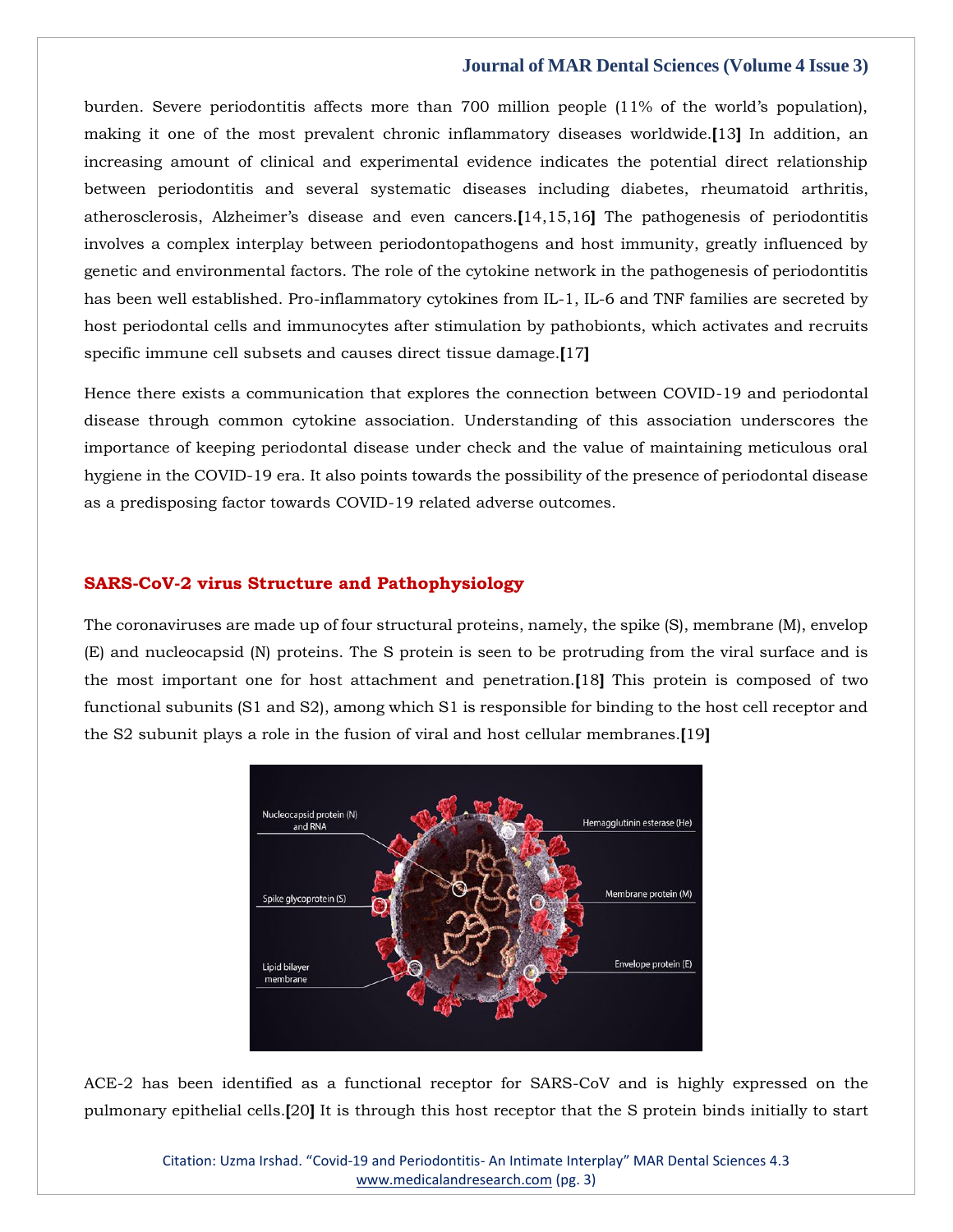burden. Severe periodontitis affects more than 700 million people (11% of the world's population), making it one of the most prevalent chronic inflammatory diseases worldwide.[13] In addition, an increasing amount of clinical and experimental evidence indicates the potential direct relationship between periodontitis and several systematic diseases including diabetes, rheumatoid arthritis, atherosclerosis, Alzheimer's disease and even cancers.[14,15,16] The pathogenesis of periodontitis involves a complex interplay between periodontopathogens and host immunity, greatly influenced by genetic and environmental factors. The role of the cytokine network in the pathogenesis of periodontitis has been well established. Pro-inflammatory cytokines from IL-1, IL-6 and TNF families are secreted by host periodontal cells and immunocytes after stimulation by pathobionts, which activates and recruits specific immune cell subsets and causes direct tissue damage.[17]

Hence there exists a communication that explores the connection between COVID-19 and periodontal disease through common cytokine association. Understanding of this association underscores the importance of keeping periodontal disease under check and the value of maintaining meticulous oral hygiene in the COVID-19 era. It also points towards the possibility of the presence of periodontal disease as a predisposing factor towards COVID-19 related adverse outcomes.

## SARS-CoV-2 virus Structure and Pathophysiology

The coronaviruses are made up of four structural proteins, namely, the spike (S), membrane (M), envelop (E) and nucleocapsid (N) proteins. The S protein is seen to be protruding from the viral surface and is the most important one for host attachment and penetration.[18] This protein is composed of two functional subunits (S1 and S2), among which S1 is responsible for binding to the host cell receptor and the S2 subunit plays a role in the fusion of viral and host cellular membranes.[19]

ACE-2 has been identified as a functional receptor for SARS-CoV and is highly expressed on the pulmonary epithelial cells.[20] It is through this host receptor that the S protein binds initially to start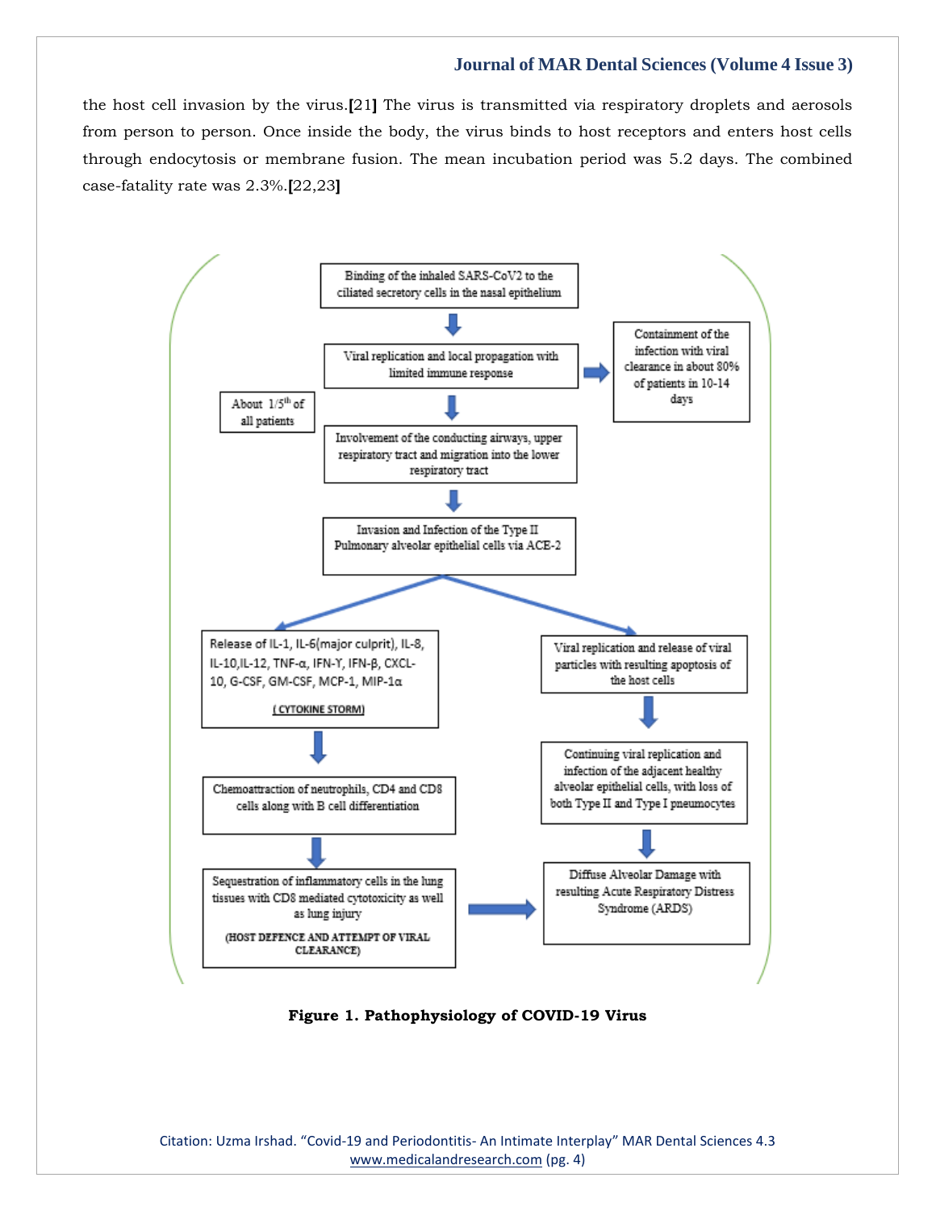the host cell invasion by the virus.[21] The virus is transmitted via respiratory droplets and aerosols from person to person. Once inside the body, the virus binds to host receptors and enters host cells through endocytosis or membrane fusion. The mean incubation period was 5.2 days. The combined case-fatality rate was 2.3%.[22,23]

Binding of the inhaled SARS-CoV2 to the ciliated secretory cells in the nasal epithelium

↓

Viral replication and local propagation with limited immune response → Containment of the infection with viral clearance in about 80% of patients in 10-14 days

↓ (About 1/5th of all patients)

Involvement of the conducting airways, upper respiratory tract and migration into the lower respiratory tract

↓

Invasion and Infection of the Type II Pulmonary alveolar epithelial cells via ACE-2

↓ (left branch)

Release of IL-1, IL-6(major culprit), IL-8, IL-10,IL-12, TNF-α, IFN-Υ, IFN-β, CXCL-10, G-CSF, GM-CSF, MCP-1, MIP-1α

(CYTOKINE STORM)

↓

Chemoattraction of neutrophils, CD4 and CD8 cells along with B cell differentiation

↓

Sequestration of inflammatory cells in the lung tissues with CD8 mediated cytotoxicity as well as lung injury

(HOST DEFENCE AND ATTEMPT OF VIRAL CLEARANCE) → Diffuse Alveolar Damage with resulting Acute Respiratory Distress Syndrome (ARDS)

↓ (right branch)

Viral replication and release of viral particles with resulting apoptosis of the host cells

↓

Continuing viral replication and infection of the adjacent healthy alveolar epithelial cells, with loss of both Type II and Type I pneumocytes

↓

Diffuse Alveolar Damage with resulting Acute Respiratory Distress Syndrome (ARDS)

**Figure 1. Pathophysiology of COVID-19 Virus**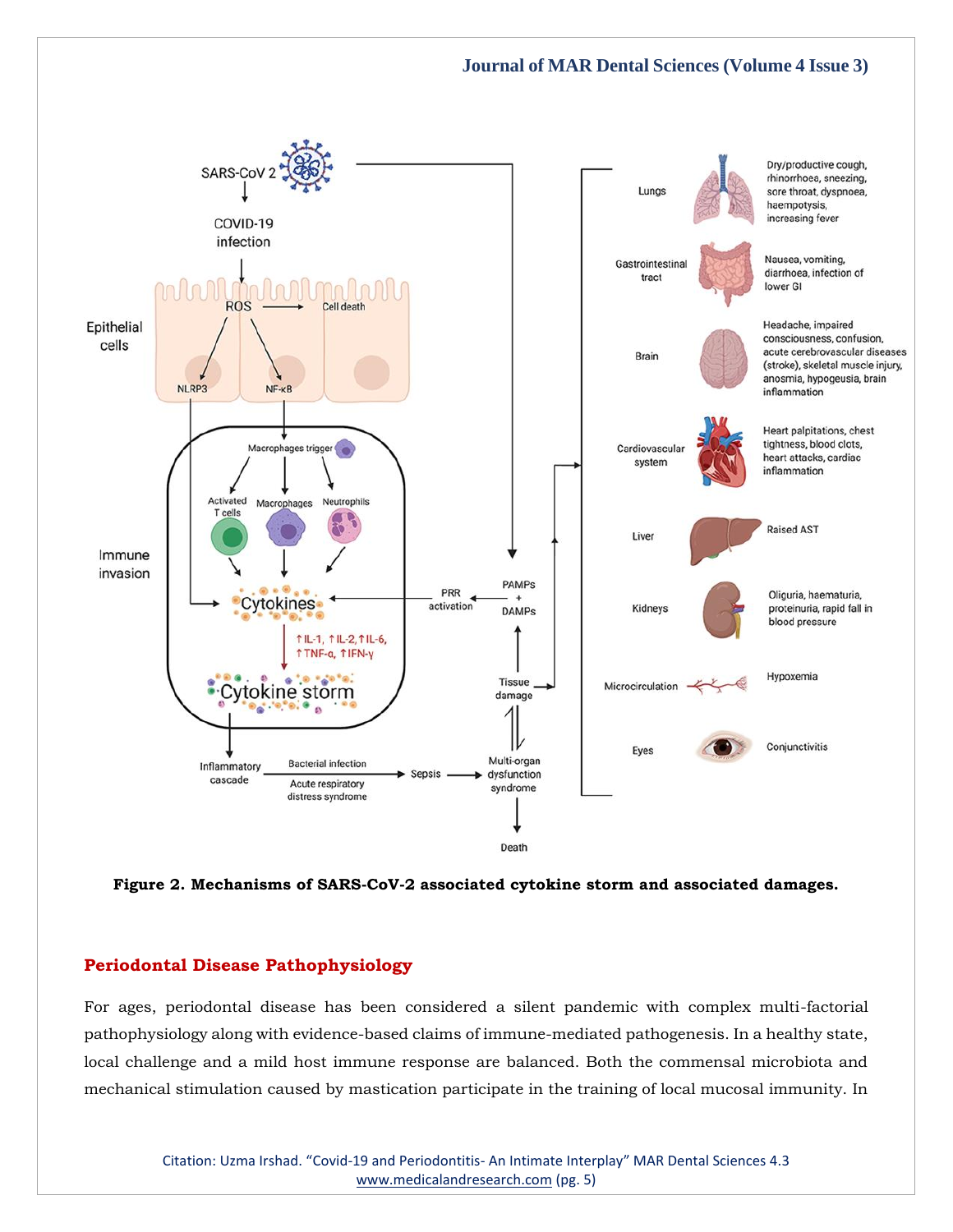**Figure 2. Mechanisms of SARS-CoV-2 associated cytokine storm and associated damages.**

## Periodontal Disease Pathophysiology

For ages, periodontal disease has been considered a silent pandemic with complex multi-factorial pathophysiology along with evidence-based claims of immune-mediated pathogenesis. In a healthy state, local challenge and a mild host immune response are balanced. Both the commensal microbiota and mechanical stimulation caused by mastication participate in the training of local mucosal immunity. In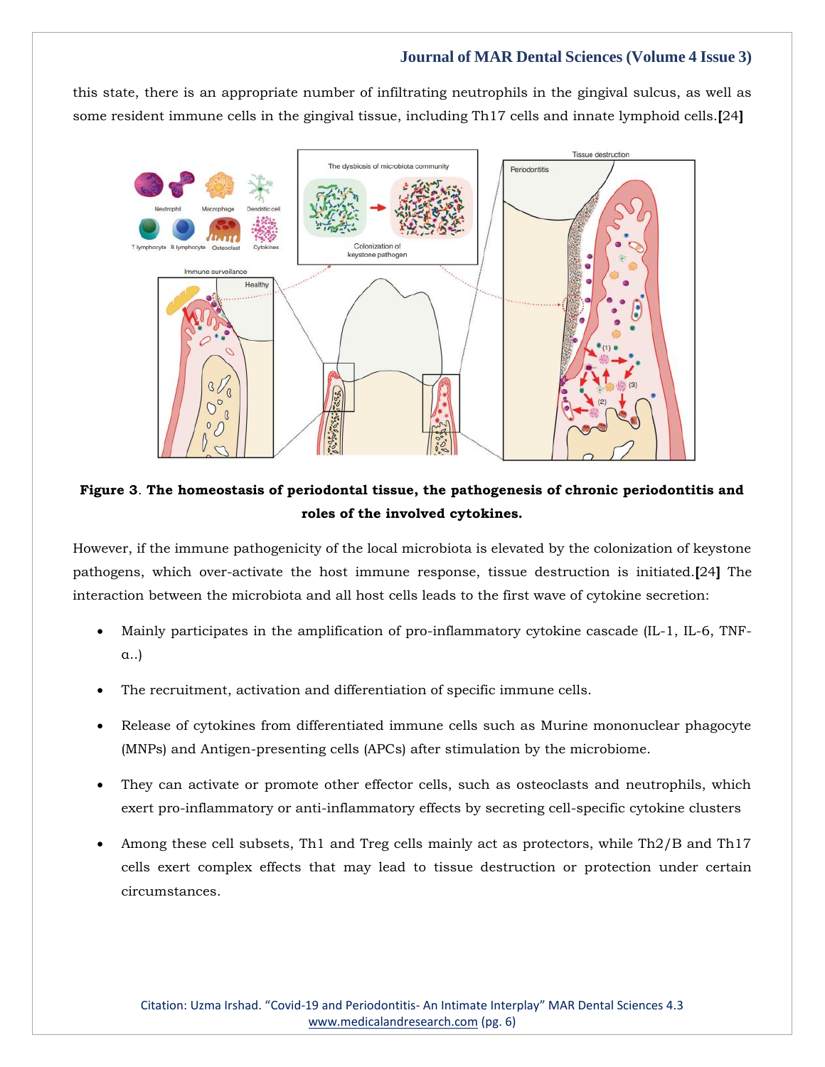this state, there is an appropriate number of infiltrating neutrophils in the gingival sulcus, as well as some resident immune cells in the gingival tissue, including Th17 cells and innate lymphoid cells.[24]

**Figure 3**. **The homeostasis of periodontal tissue, the pathogenesis of chronic periodontitis and roles of the involved cytokines.**

However, if the immune pathogenicity of the local microbiota is elevated by the colonization of keystone pathogens, which over-activate the host immune response, tissue destruction is initiated.[24] The interaction between the microbiota and all host cells leads to the first wave of cytokine secretion:

- Mainly participates in the amplification of pro-inflammatory cytokine cascade (IL-1, IL-6, TNF-α..)
- The recruitment, activation and differentiation of specific immune cells.
- Release of cytokines from differentiated immune cells such as Murine mononuclear phagocyte (MNPs) and Antigen-presenting cells (APCs) after stimulation by the microbiome.
- They can activate or promote other effector cells, such as osteoclasts and neutrophils, which exert pro-inflammatory or anti-inflammatory effects by secreting cell-specific cytokine clusters
- Among these cell subsets, Th1 and Treg cells mainly act as protectors, while Th2/B and Th17 cells exert complex effects that may lead to tissue destruction or protection under certain circumstances.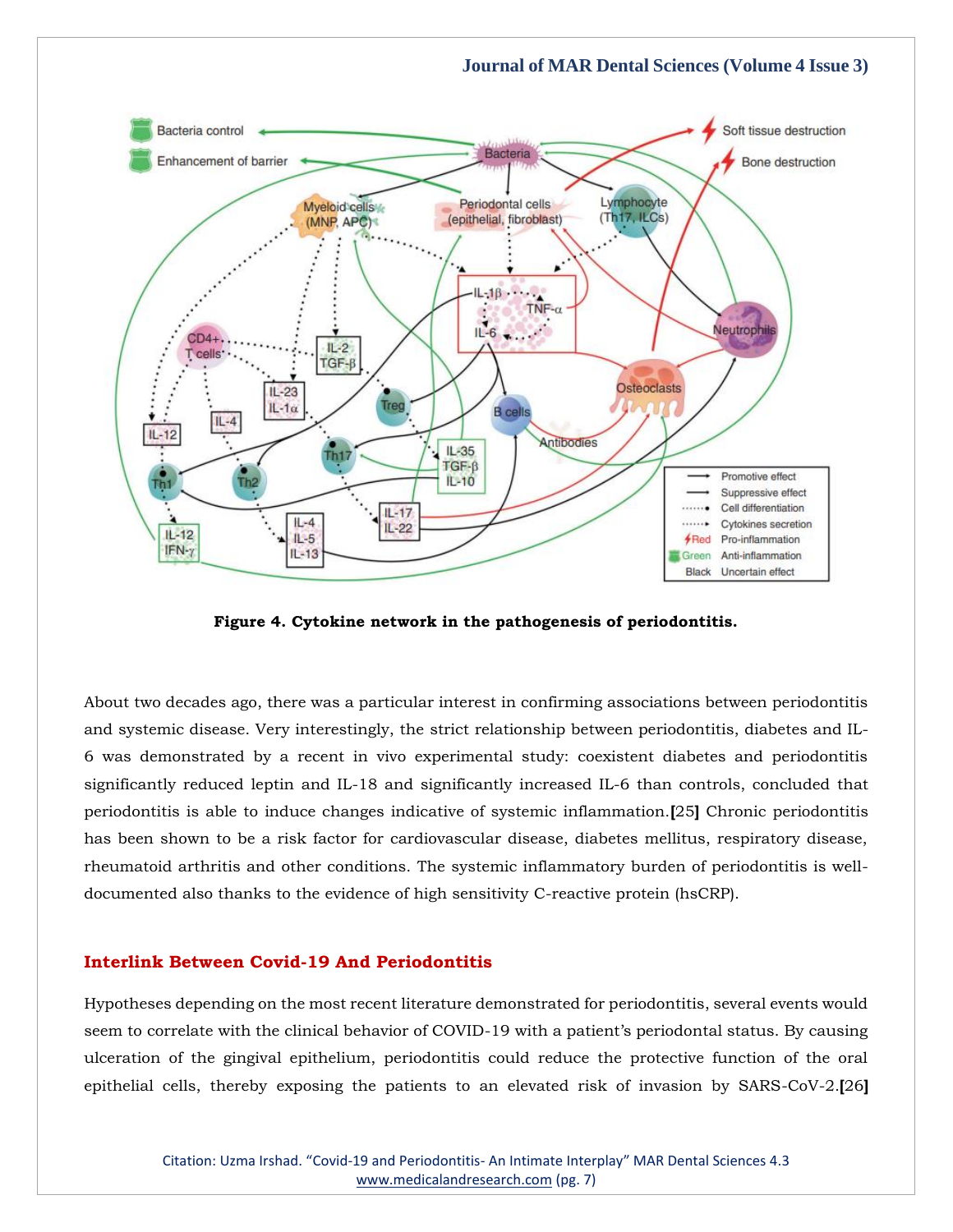**Figure 4. Cytokine network in the pathogenesis of periodontitis.**

About two decades ago, there was a particular interest in confirming associations between periodontitis and systemic disease. Very interestingly, the strict relationship between periodontitis, diabetes and IL-6 was demonstrated by a recent in vivo experimental study: coexistent diabetes and periodontitis significantly reduced leptin and IL-18 and significantly increased IL-6 than controls, concluded that periodontitis is able to induce changes indicative of systemic inflammation.[25] Chronic periodontitis has been shown to be a risk factor for cardiovascular disease, diabetes mellitus, respiratory disease, rheumatoid arthritis and other conditions. The systemic inflammatory burden of periodontitis is well-documented also thanks to the evidence of high sensitivity C-reactive protein (hsCRP).

## Interlink Between Covid-19 And Periodontitis

Hypotheses depending on the most recent literature demonstrated for periodontitis, several events would seem to correlate with the clinical behavior of COVID-19 with a patient's periodontal status. By causing ulceration of the gingival epithelium, periodontitis could reduce the protective function of the oral epithelial cells, thereby exposing the patients to an elevated risk of invasion by SARS-CoV-2.[26]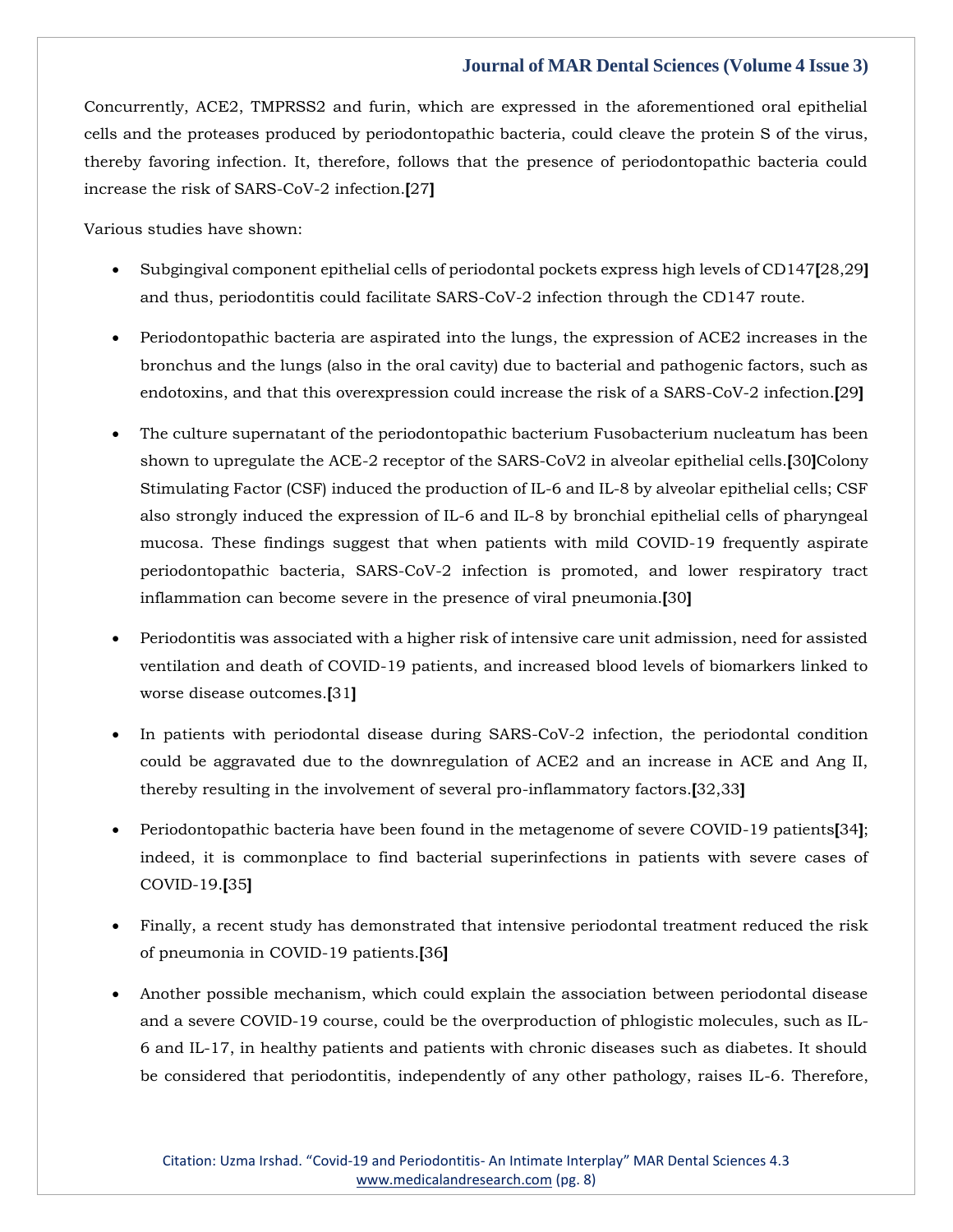Concurrently, ACE2, TMPRSS2 and furin, which are expressed in the aforementioned oral epithelial cells and the proteases produced by periodontopathic bacteria, could cleave the protein S of the virus, thereby favoring infection. It, therefore, follows that the presence of periodontopathic bacteria could increase the risk of SARS-CoV-2 infection.[27]

Various studies have shown:

- Subgingival component epithelial cells of periodontal pockets express high levels of CD147[28,29] and thus, periodontitis could facilitate SARS-CoV-2 infection through the CD147 route.
- Periodontopathic bacteria are aspirated into the lungs, the expression of ACE2 increases in the bronchus and the lungs (also in the oral cavity) due to bacterial and pathogenic factors, such as endotoxins, and that this overexpression could increase the risk of a SARS-CoV-2 infection.[29]
- The culture supernatant of the periodontopathic bacterium Fusobacterium nucleatum has been shown to upregulate the ACE-2 receptor of the SARS-CoV2 in alveolar epithelial cells.[30]Colony Stimulating Factor (CSF) induced the production of IL-6 and IL-8 by alveolar epithelial cells; CSF also strongly induced the expression of IL-6 and IL-8 by bronchial epithelial cells of pharyngeal mucosa. These findings suggest that when patients with mild COVID-19 frequently aspirate periodontopathic bacteria, SARS-CoV-2 infection is promoted, and lower respiratory tract inflammation can become severe in the presence of viral pneumonia.[30]
- Periodontitis was associated with a higher risk of intensive care unit admission, need for assisted ventilation and death of COVID-19 patients, and increased blood levels of biomarkers linked to worse disease outcomes.[31]
- In patients with periodontal disease during SARS-CoV-2 infection, the periodontal condition could be aggravated due to the downregulation of ACE2 and an increase in ACE and Ang II, thereby resulting in the involvement of several pro-inflammatory factors.[32,33]
- Periodontopathic bacteria have been found in the metagenome of severe COVID-19 patients[34]; indeed, it is commonplace to find bacterial superinfections in patients with severe cases of COVID-19.[35]
- Finally, a recent study has demonstrated that intensive periodontal treatment reduced the risk of pneumonia in COVID-19 patients.[36]
- Another possible mechanism, which could explain the association between periodontal disease and a severe COVID-19 course, could be the overproduction of phlogistic molecules, such as IL-6 and IL-17, in healthy patients and patients with chronic diseases such as diabetes. It should be considered that periodontitis, independently of any other pathology, raises IL-6. Therefore,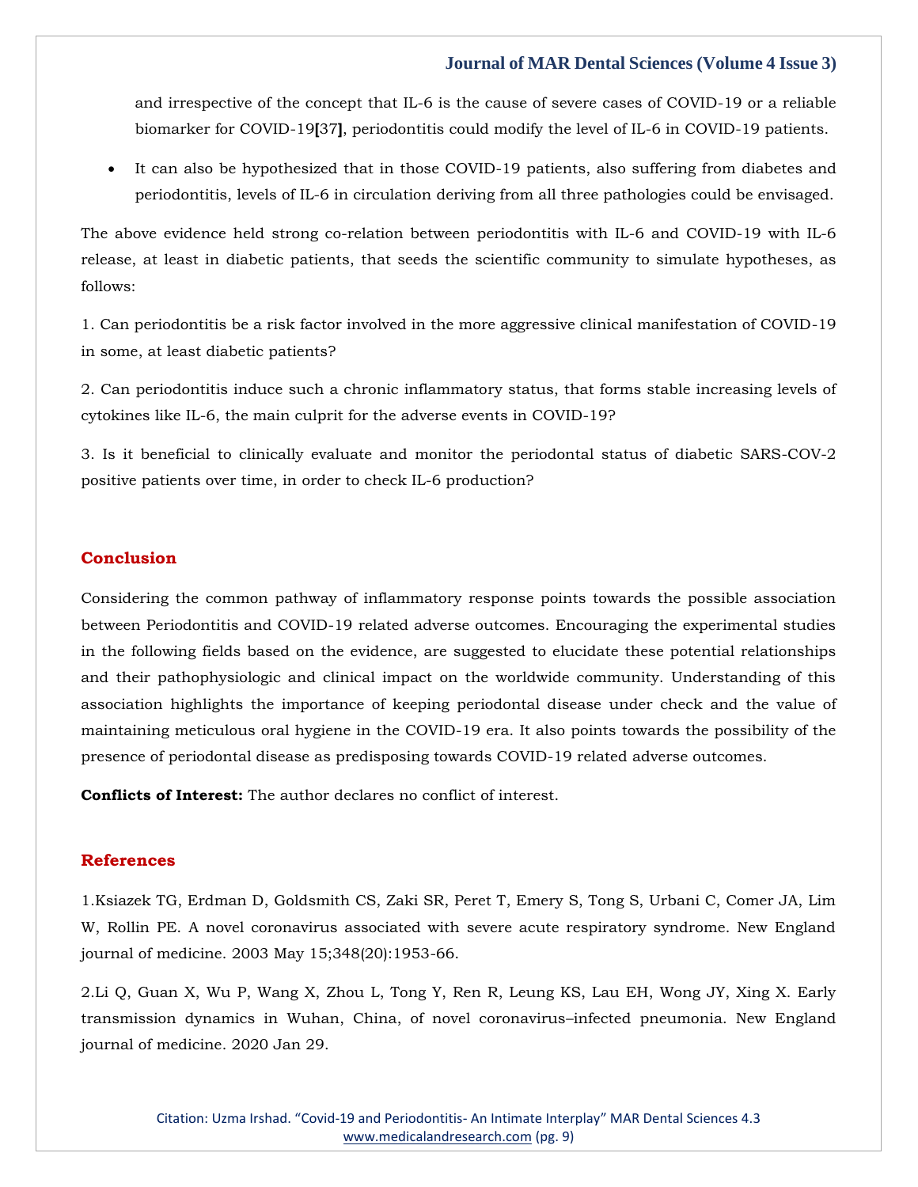and irrespective of the concept that IL-6 is the cause of severe cases of COVID-19 or a reliable biomarker for COVID-19[37], periodontitis could modify the level of IL-6 in COVID-19 patients.

- It can also be hypothesized that in those COVID-19 patients, also suffering from diabetes and periodontitis, levels of IL-6 in circulation deriving from all three pathologies could be envisaged.

The above evidence held strong co-relation between periodontitis with IL-6 and COVID-19 with IL-6 release, at least in diabetic patients, that seeds the scientific community to simulate hypotheses, as follows:

1. Can periodontitis be a risk factor involved in the more aggressive clinical manifestation of COVID-19 in some, at least diabetic patients?

2. Can periodontitis induce such a chronic inflammatory status, that forms stable increasing levels of cytokines like IL-6, the main culprit for the adverse events in COVID-19?

3. Is it beneficial to clinically evaluate and monitor the periodontal status of diabetic SARS-COV-2 positive patients over time, in order to check IL-6 production?

## Conclusion

Considering the common pathway of inflammatory response points towards the possible association between Periodontitis and COVID-19 related adverse outcomes. Encouraging the experimental studies in the following fields based on the evidence, are suggested to elucidate these potential relationships and their pathophysiologic and clinical impact on the worldwide community. Understanding of this association highlights the importance of keeping periodontal disease under check and the value of maintaining meticulous oral hygiene in the COVID-19 era. It also points towards the possibility of the presence of periodontal disease as predisposing towards COVID-19 related adverse outcomes.

**Conflicts of Interest:** The author declares no conflict of interest.

## References

1.Ksiazek TG, Erdman D, Goldsmith CS, Zaki SR, Peret T, Emery S, Tong S, Urbani C, Comer JA, Lim W, Rollin PE. A novel coronavirus associated with severe acute respiratory syndrome. New England journal of medicine. 2003 May 15;348(20):1953-66.

2.Li Q, Guan X, Wu P, Wang X, Zhou L, Tong Y, Ren R, Leung KS, Lau EH, Wong JY, Xing X. Early transmission dynamics in Wuhan, China, of novel coronavirus–infected pneumonia. New England journal of medicine. 2020 Jan 29.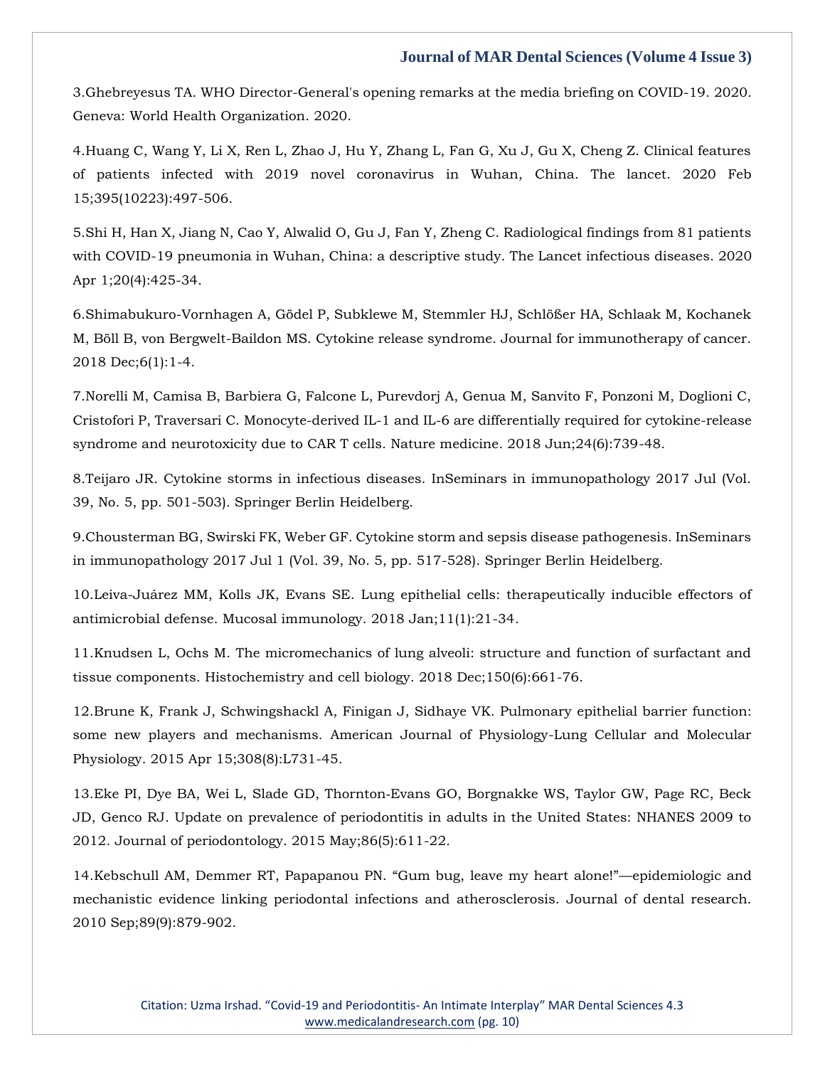3.Ghebreyesus TA. WHO Director-General's opening remarks at the media briefing on COVID-19. 2020. Geneva: World Health Organization. 2020.

4.Huang C, Wang Y, Li X, Ren L, Zhao J, Hu Y, Zhang L, Fan G, Xu J, Gu X, Cheng Z. Clinical features of patients infected with 2019 novel coronavirus in Wuhan, China. The lancet. 2020 Feb 15;395(10223):497-506.

5.Shi H, Han X, Jiang N, Cao Y, Alwalid O, Gu J, Fan Y, Zheng C. Radiological findings from 81 patients with COVID-19 pneumonia in Wuhan, China: a descriptive study. The Lancet infectious diseases. 2020 Apr 1;20(4):425-34.

6.Shimabukuro-Vornhagen A, Gödel P, Subklewe M, Stemmler HJ, Schlößer HA, Schlaak M, Kochanek M, Böll B, von Bergwelt-Baildon MS. Cytokine release syndrome. Journal for immunotherapy of cancer. 2018 Dec;6(1):1-4.

7.Norelli M, Camisa B, Barbiera G, Falcone L, Purevdorj A, Genua M, Sanvito F, Ponzoni M, Doglioni C, Cristofori P, Traversari C. Monocyte-derived IL-1 and IL-6 are differentially required for cytokine-release syndrome and neurotoxicity due to CAR T cells. Nature medicine. 2018 Jun;24(6):739-48.

8.Teijaro JR. Cytokine storms in infectious diseases. InSeminars in immunopathology 2017 Jul (Vol. 39, No. 5, pp. 501-503). Springer Berlin Heidelberg.

9.Chousterman BG, Swirski FK, Weber GF. Cytokine storm and sepsis disease pathogenesis. InSeminars in immunopathology 2017 Jul 1 (Vol. 39, No. 5, pp. 517-528). Springer Berlin Heidelberg.

10.Leiva-Juárez MM, Kolls JK, Evans SE. Lung epithelial cells: therapeutically inducible effectors of antimicrobial defense. Mucosal immunology. 2018 Jan;11(1):21-34.

11.Knudsen L, Ochs M. The micromechanics of lung alveoli: structure and function of surfactant and tissue components. Histochemistry and cell biology. 2018 Dec;150(6):661-76.

12.Brune K, Frank J, Schwingshackl A, Finigan J, Sidhaye VK. Pulmonary epithelial barrier function: some new players and mechanisms. American Journal of Physiology-Lung Cellular and Molecular Physiology. 2015 Apr 15;308(8):L731-45.

13.Eke PI, Dye BA, Wei L, Slade GD, Thornton-Evans GO, Borgnakke WS, Taylor GW, Page RC, Beck JD, Genco RJ. Update on prevalence of periodontitis in adults in the United States: NHANES 2009 to 2012. Journal of periodontology. 2015 May;86(5):611-22.

14.Kebschull AM, Demmer RT, Papapanou PN. "Gum bug, leave my heart alone!"—epidemiologic and mechanistic evidence linking periodontal infections and atherosclerosis. Journal of dental research. 2010 Sep;89(9):879-902.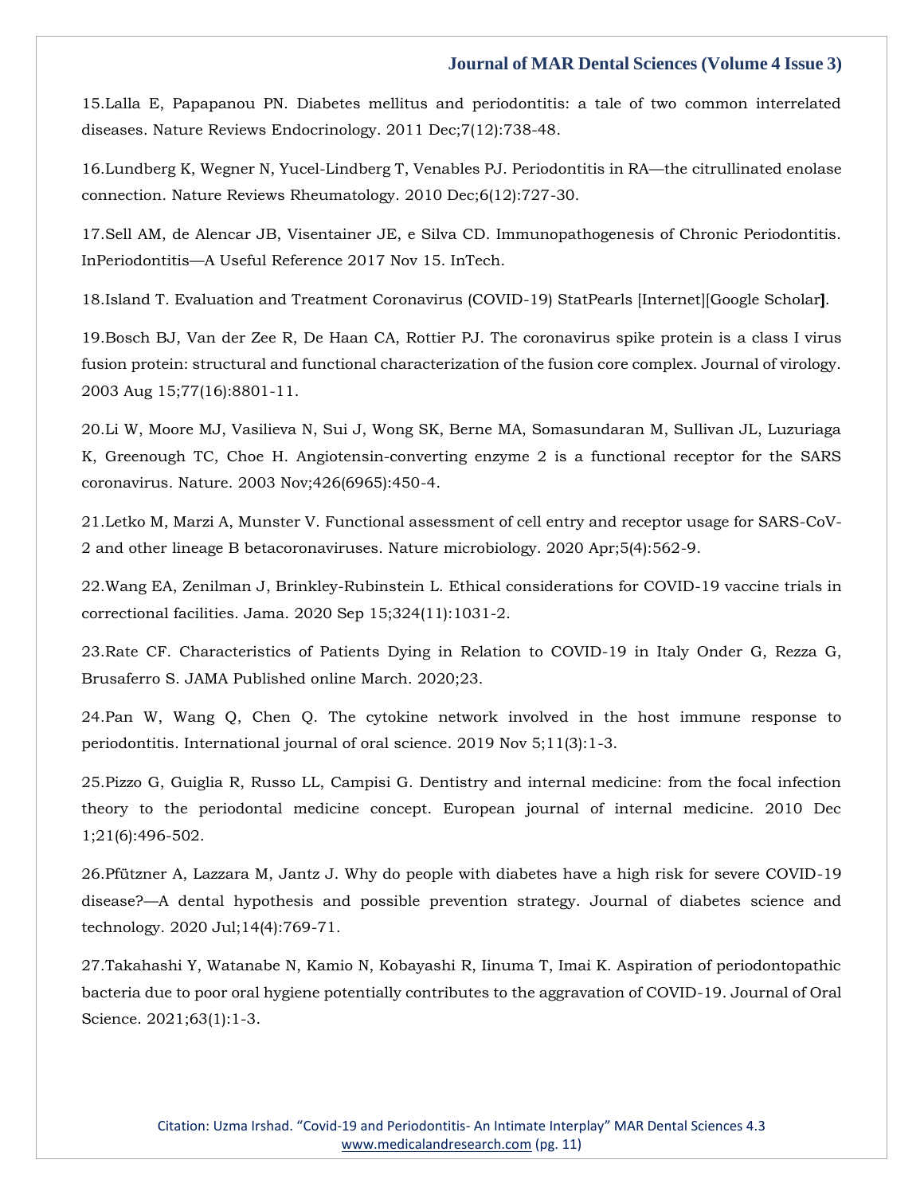15.Lalla E, Papapanou PN. Diabetes mellitus and periodontitis: a tale of two common interrelated diseases. Nature Reviews Endocrinology. 2011 Dec;7(12):738-48.

16.Lundberg K, Wegner N, Yucel-Lindberg T, Venables PJ. Periodontitis in RA—the citrullinated enolase connection. Nature Reviews Rheumatology. 2010 Dec;6(12):727-30.

17.Sell AM, de Alencar JB, Visentainer JE, e Silva CD. Immunopathogenesis of Chronic Periodontitis. InPeriodontitis—A Useful Reference 2017 Nov 15. InTech.

18.Island T. Evaluation and Treatment Coronavirus (COVID-19) StatPearls [Internet][Google Scholar**]**.

19.Bosch BJ, Van der Zee R, De Haan CA, Rottier PJ. The coronavirus spike protein is a class I virus fusion protein: structural and functional characterization of the fusion core complex. Journal of virology. 2003 Aug 15;77(16):8801-11.

20.Li W, Moore MJ, Vasilieva N, Sui J, Wong SK, Berne MA, Somasundaran M, Sullivan JL, Luzuriaga K, Greenough TC, Choe H. Angiotensin-converting enzyme 2 is a functional receptor for the SARS coronavirus. Nature. 2003 Nov;426(6965):450-4.

21.Letko M, Marzi A, Munster V. Functional assessment of cell entry and receptor usage for SARS-CoV-2 and other lineage B betacoronaviruses. Nature microbiology. 2020 Apr;5(4):562-9.

22.Wang EA, Zenilman J, Brinkley-Rubinstein L. Ethical considerations for COVID-19 vaccine trials in correctional facilities. Jama. 2020 Sep 15;324(11):1031-2.

23.Rate CF. Characteristics of Patients Dying in Relation to COVID-19 in Italy Onder G, Rezza G, Brusaferro S. JAMA Published online March. 2020;23.

24.Pan W, Wang Q, Chen Q. The cytokine network involved in the host immune response to periodontitis. International journal of oral science. 2019 Nov 5;11(3):1-3.

25.Pizzo G, Guiglia R, Russo LL, Campisi G. Dentistry and internal medicine: from the focal infection theory to the periodontal medicine concept. European journal of internal medicine. 2010 Dec 1;21(6):496-502.

26.Pfützner A, Lazzara M, Jantz J. Why do people with diabetes have a high risk for severe COVID-19 disease?—A dental hypothesis and possible prevention strategy. Journal of diabetes science and technology. 2020 Jul;14(4):769-71.

27.Takahashi Y, Watanabe N, Kamio N, Kobayashi R, Iinuma T, Imai K. Aspiration of periodontopathic bacteria due to poor oral hygiene potentially contributes to the aggravation of COVID-19. Journal of Oral Science. 2021;63(1):1-3.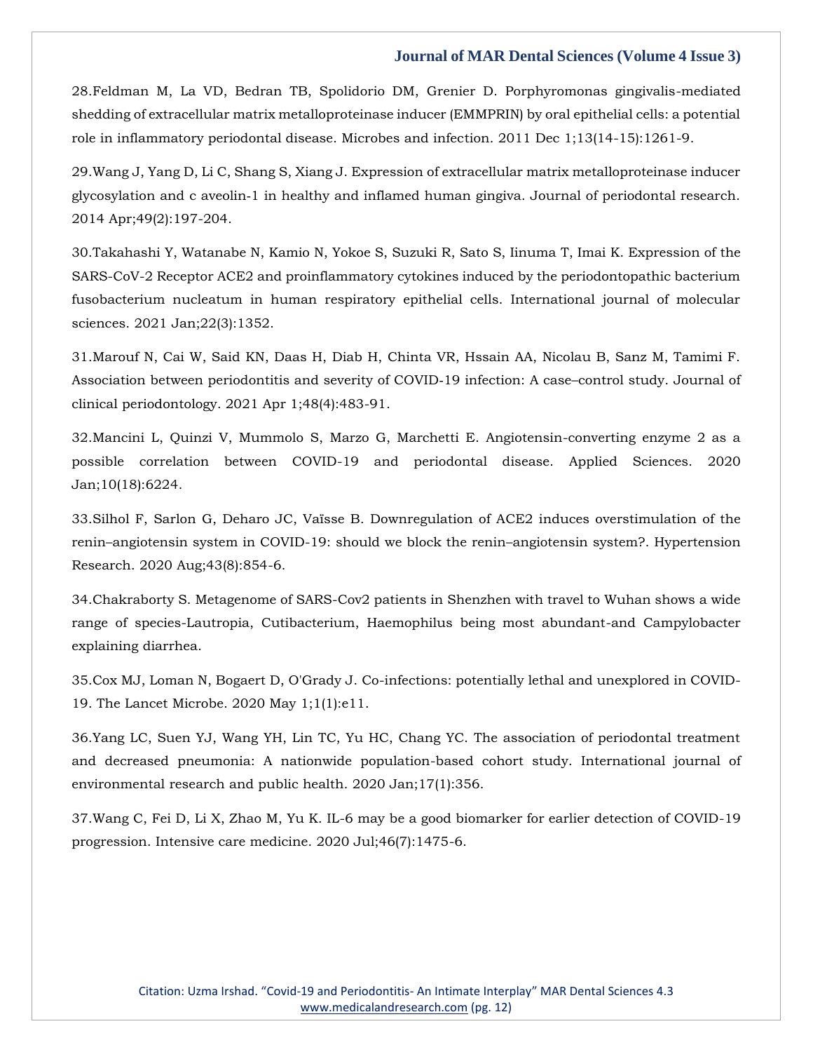28.Feldman M, La VD, Bedran TB, Spolidorio DM, Grenier D. Porphyromonas gingivalis-mediated shedding of extracellular matrix metalloproteinase inducer (EMMPRIN) by oral epithelial cells: a potential role in inflammatory periodontal disease. Microbes and infection. 2011 Dec 1;13(14-15):1261-9.

29.Wang J, Yang D, Li C, Shang S, Xiang J. Expression of extracellular matrix metalloproteinase inducer glycosylation and c aveolin-1 in healthy and inflamed human gingiva. Journal of periodontal research. 2014 Apr;49(2):197-204.

30.Takahashi Y, Watanabe N, Kamio N, Yokoe S, Suzuki R, Sato S, Iinuma T, Imai K. Expression of the SARS-CoV-2 Receptor ACE2 and proinflammatory cytokines induced by the periodontopathic bacterium fusobacterium nucleatum in human respiratory epithelial cells. International journal of molecular sciences. 2021 Jan;22(3):1352.

31.Marouf N, Cai W, Said KN, Daas H, Diab H, Chinta VR, Hssain AA, Nicolau B, Sanz M, Tamimi F. Association between periodontitis and severity of COVID-19 infection: A case–control study. Journal of clinical periodontology. 2021 Apr 1;48(4):483-91.

32.Mancini L, Quinzi V, Mummolo S, Marzo G, Marchetti E. Angiotensin-converting enzyme 2 as a possible correlation between COVID-19 and periodontal disease. Applied Sciences. 2020 Jan;10(18):6224.

33.Silhol F, Sarlon G, Deharo JC, Vaïsse B. Downregulation of ACE2 induces overstimulation of the renin–angiotensin system in COVID-19: should we block the renin–angiotensin system?. Hypertension Research. 2020 Aug;43(8):854-6.

34.Chakraborty S. Metagenome of SARS-Cov2 patients in Shenzhen with travel to Wuhan shows a wide range of species-Lautropia, Cutibacterium, Haemophilus being most abundant-and Campylobacter explaining diarrhea.

35.Cox MJ, Loman N, Bogaert D, O'Grady J. Co-infections: potentially lethal and unexplored in COVID-19. The Lancet Microbe. 2020 May 1;1(1):e11.

36.Yang LC, Suen YJ, Wang YH, Lin TC, Yu HC, Chang YC. The association of periodontal treatment and decreased pneumonia: A nationwide population-based cohort study. International journal of environmental research and public health. 2020 Jan;17(1):356.

37.Wang C, Fei D, Li X, Zhao M, Yu K. IL-6 may be a good biomarker for earlier detection of COVID-19 progression. Intensive care medicine. 2020 Jul;46(7):1475-6.